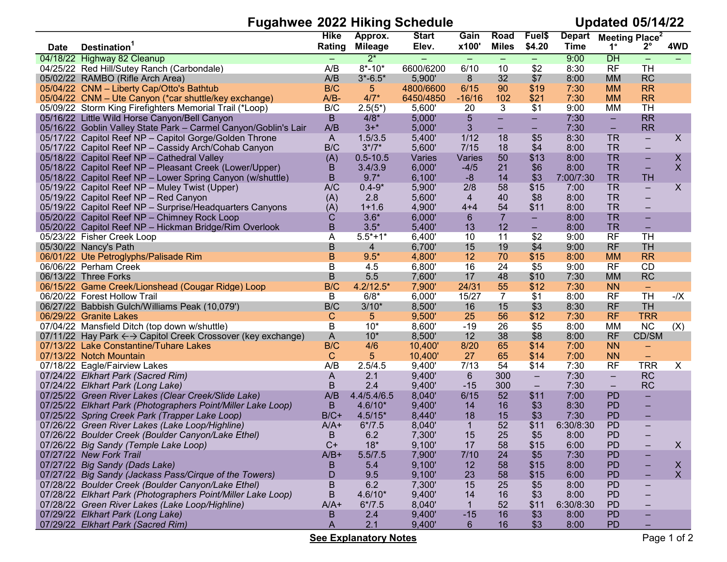# Fugahwee 2022 Hiking Schedule

Updated 05/14/22

| Date | Destination[1] | Hike Rating | Approx. Mileage | Start Elev. | Gain x100' | Road Miles | Fuel$ $4.20 | Depart Time | Meeting Place[2] 1° | 2° | 4WD |
|---|---|---|---|---|---|---|---|---|---|---|---|
| 04/18/22 | Highway 82 Cleanup | – | 2* | – | – | – | – | 9:00 | DH | – | – |
| 04/25/22 | Red Hill/Sutey Ranch (Carbondale) | A/B | 8*-10* | 6600/6200 | 6/10 | 10 | $2 | 8:30 | RF | TH | |
| 05/02/22 | RAMBO (Rifle Arch Area) | A/B | 3*-6.5* | 5,900' | 8 | 32 | $7 | 8:00 | MM | RC | |
| 05/04/22 | CNM – Liberty Cap/Otto's Bathtub | B/C | 5 | 4800/6600 | 6/15 | 90 | $19 | 7:30 | MM | RR | |
| 05/04/22 | CNM – Ute Canyon (*car shuttle/key exchange) | A/B- | 4/7* | 6450/4850 | -16/16 | 102 | $21 | 7:30 | MM | RR | |
| 05/09/22 | Storm King Firefighters Memorial Trail (*Loop) | B/C | 2.5(5*) | 5,600' | 20 | 3 | $1 | 9:00 | MM | TH | |
| 05/16/22 | Little Wild Horse Canyon/Bell Canyon | B | 4/8* | 5,000' | 5 | – | – | 7:30 | – | RR | |
| 05/16/22 | Goblin Valley State Park – Carmel Canyon/Goblin's Lair | A/B | 3+* | 5,000' | 3 | – | – | 7:30 | – | RR | |
| 05/17/22 | Capitol Reef NP – Capitol Gorge/Golden Throne | A | 1.5/3.5 | 5,400' | 1/12 | 18 | $5 | 8:30 | TR | – | X |
| 05/17/22 | Capitol Reef NP – Cassidy Arch/Cohab Canyon | B/C | 3*/7* | 5,600' | 7/15 | 18 | $4 | 8:00 | TR | – | |
| 05/18/22 | Capitol Reef NP – Cathedral Valley | (A) | 0.5-10.5 | Varies | Varies | 50 | $13 | 8:00 | TR | – | X |
| 05/18/22 | Capitol Reef NP – Pleasant Creek (Lower/Upper) | B | 3.4/3.9 | 6,000' | -4/5 | 21 | $6 | 8:00 | TR | – | X |
| 05/18/22 | Capitol Reef NP – Lower Spring Canyon (w/shuttle) | B | 9.7* | 6,100' | -8 | 14 | $3 | 7:00/7:30 | TR | TH | |
| 05/19/22 | Capitol Reef NP – Muley Twist (Upper) | A/C | 0.4-9* | 5,900' | 2/8 | 58 | $15 | 7:00 | TR | – | X |
| 05/19/22 | Capitol Reef NP – Red Canyon | (A) | 2.8 | 5,600' | 4 | 40 | $8 | 8:00 | TR | – | |
| 05/19/22 | Capitol Reef NP – Surprise/Headquarters Canyons | (A) | 1+1.6 | 4,900' | 4+4 | 54 | $11 | 8:00 | TR | – | |
| 05/20/22 | Capitol Reef NP – Chimney Rock Loop | C | 3.6* | 6,000' | 6 | 7 | – | 8:00 | TR | – | |
| 05/20/22 | Capitol Reef NP – Hickman Bridge/Rim Overlook | B | 3.5* | 5,400' | 13 | 12 | – | 8:00 | TR | – | |
| 05/23/22 | Fisher Creek Loop | A | 5.5*+1* | 6,400' | 10 | 11 | $2 | 9:00 | RF | TH | |
| 05/30/22 | Nancy's Path | B | 4 | 6,700' | 15 | 19 | $4 | 9:00 | RF | TH | |
| 06/01/22 | Ute Petroglyphs/Palisade Rim | B | 9.5* | 4,800' | 12 | 70 | $15 | 8:00 | MM | RR | |
| 06/06/22 | Perham Creek | B | 4.5 | 6,800' | 16 | 24 | $5 | 9:00 | RF | CD | |
| 06/13/22 | Three Forks | B | 5.5 | 7,600' | 17 | 48 | $10 | 7:30 | MM | RC | |
| 06/15/22 | Game Creek/Lionshead (Cougar Ridge) Loop | B/C | 4.2/12.5* | 7,900' | 24/31 | 55 | $12 | 7:30 | NN | – | |
| 06/20/22 | Forest Hollow Trail | B | 6/8* | 6,000' | 15/27 | 7 | $1 | 8:00 | RF | TH | -/X |
| 06/27/22 | Babbish Gulch/Williams Peak (10,079') | B/C | 3/10* | 8,500' | 16 | 15 | $3 | 8:30 | RF | TH | |
| 06/29/22 | Granite Lakes | C | 5 | 9,500' | 25 | 56 | $12 | 7:30 | RF | TRR | |
| 07/04/22 | Mansfield Ditch (top down w/shuttle) | B | 10* | 8,600' | -19 | 26 | $5 | 8:00 | MM | NC | (X) |
| 07/11/22 | Hay Park ←→ Capitol Creek Crossover (key exchange) | A | 10* | 8,500' | 12 | 38 | $8 | 8:00 | RF | CD/SM | |
| 07/13/22 | Lake Constantine/Tuhare Lakes | B/C | 4/6 | 10,400' | 8/20 | 65 | $14 | 7:00 | NN | – | |
| 07/13/22 | Notch Mountain | C | 5 | 10,400' | 27 | 65 | $14 | 7:00 | NN | – | |
| 07/18/22 | Eagle/Fairview Lakes | A/B | 2.5/4.5 | 9,400' | 7/13 | 54 | $14 | 7:30 | RF | TRR | X |
| 07/24/22 | *Elkhart Park (Sacred Rim)* | A | 2.1 | 9,400' | 6 | 300 | – | 7:30 | – | RC | |
| 07/24/22 | *Elkhart Park (Long Lake)* | B | 2.4 | 9,400' | -15 | 300 | – | 7:30 | – | RC | |
| 07/25/22 | *Green River Lakes (Clear Creek/Slide Lake)* | A/B | 4.4/5.4/6.5 | 8,040' | 6/15 | 52 | $11 | 7:00 | PD | – | |
| 07/25/22 | *Elkhart Park (Photographers Point/Miller Lake Loop)* | B | 4.6/10* | 9,400' | 14 | 16 | $3 | 8:30 | PD | – | |
| 07/25/22 | *Spring Creek Park (Trapper Lake Loop)* | B/C+ | 4.5/15* | 8,440' | 18 | 15 | $3 | 7:30 | PD | – | |
| 07/26/22 | *Green River Lakes (Lake Loop/Highline)* | A/A+ | 6*/7.5 | 8,040' | 1 | 52 | $11 | 6:30/8:30 | PD | – | |
| 07/26/22 | *Boulder Creek (Boulder Canyon/Lake Ethel)* | B | 6.2 | 7,300' | 15 | 25 | $5 | 8:00 | PD | – | |
| 07/26/22 | *Big Sandy (Temple Lake Loop)* | C+ | 18* | 9,100' | 17 | 58 | $15 | 6:00 | PD | – | X |
| 07/27/22 | *New Fork Trail* | A/B+ | 5.5/7.5 | 7,900' | 7/10 | 24 | $5 | 7:30 | PD | – | |
| 07/27/22 | *Big Sandy (Dads Lake)* | B | 5.4 | 9,100' | 12 | 58 | $15 | 8:00 | PD | – | X |
| 07/27/22 | *Big Sandy (Jackass Pass/Cirque of the Towers)* | D | 9.5 | 9,100' | 23 | 58 | $15 | 6:00 | PD | – | X |
| 07/28/22 | *Boulder Creek (Boulder Canyon/Lake Ethel)* | B | 6.2 | 7,300' | 15 | 25 | $5 | 8:00 | PD | – | |
| 07/28/22 | *Elkhart Park (Photographers Point/Miller Lake Loop)* | B | 4.6/10* | 9,400' | 14 | 16 | $3 | 8:00 | PD | – | |
| 07/28/22 | *Green River Lakes (Lake Loop/Highline)* | A/A+ | 6*/7.5 | 8,040' | 1 | 52 | $11 | 6:30/8:30 | PD | – | |
| 07/29/22 | *Elkhart Park (Long Lake)* | B | 2.4 | 9,400' | -15 | 16 | $3 | 8:00 | PD | – | |
| 07/29/22 | *Elkhart Park (Sacred Rim)* | A | 2.1 | 9,400' | 6 | 16 | $3 | 8:00 | PD | – | |

**See Explanatory Notes**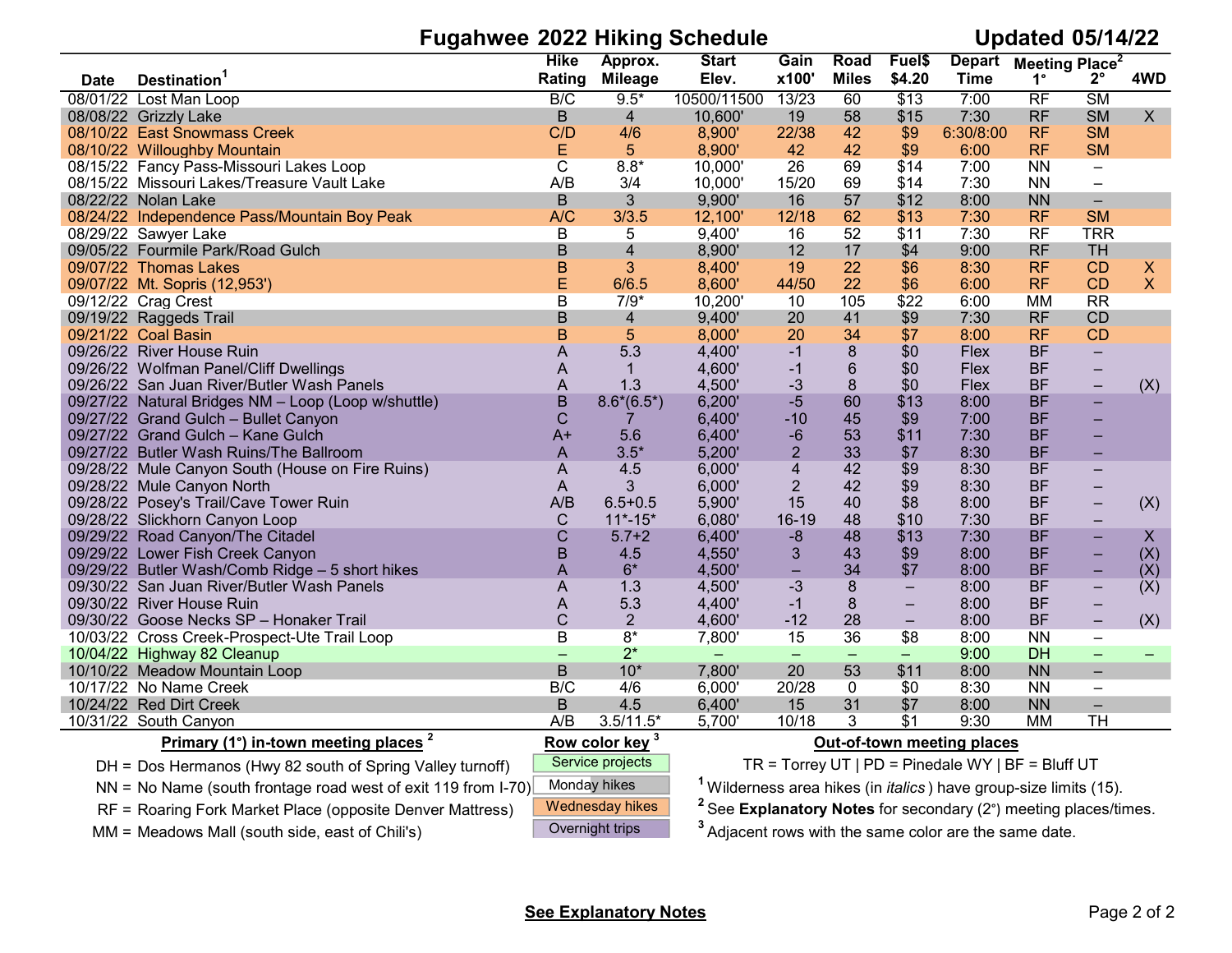# Fugahwee 2022 Hiking Schedule

**Updated 05/14/22**

| Date | Destination[1] | Hike Rating | Approx. Mileage | Start Elev. | Gain x100' | Road Miles | Fuel$ $4.20 | Depart Time | Meeting Place[2] 1° | 2° | 4WD |
|---|---|---|---|---|---|---|---|---|---|---|---|
| 08/01/22 | Lost Man Loop | B/C | 9.5* | 10500/11500 | 13/23 | 60 | $13 | 7:00 | RF | SM | |
| 08/08/22 | Grizzly Lake | B | 4 | 10,600' | 19 | 58 | $15 | 7:30 | RF | SM | X |
| 08/10/22 | East Snowmass Creek | C/D | 4/6 | 8,900' | 22/38 | 42 | $9 | 6:30/8:00 | RF | SM | |
| 08/10/22 | Willoughby Mountain | E | 5 | 8,900' | 42 | 42 | $9 | 6:00 | RF | SM | |
| 08/15/22 | Fancy Pass-Missouri Lakes Loop | C | 8.8* | 10,000' | 26 | 69 | $14 | 7:00 | NN | – | |
| 08/15/22 | Missouri Lakes/Treasure Vault Lake | A/B | 3/4 | 10,000' | 15/20 | 69 | $14 | 7:30 | NN | – | |
| 08/22/22 | Nolan Lake | B | 3 | 9,900' | 16 | 57 | $12 | 8:00 | NN | – | |
| 08/24/22 | Independence Pass/Mountain Boy Peak | A/C | 3/3.5 | 12,100' | 12/18 | 62 | $13 | 7:30 | RF | SM | |
| 08/29/22 | Sawyer Lake | B | 5 | 9,400' | 16 | 52 | $11 | 7:30 | RF | TRR | |
| 09/05/22 | Fourmile Park/Road Gulch | B | 4 | 8,900' | 12 | 17 | $4 | 9:00 | RF | TH | |
| 09/07/22 | Thomas Lakes | B | 3 | 8,400' | 19 | 22 | $6 | 8:30 | RF | CD | X |
| 09/07/22 | Mt. Sopris (12,953') | E | 6/6.5 | 8,600' | 44/50 | 22 | $6 | 6:00 | RF | CD | X |
| 09/12/22 | Crag Crest | B | 7/9* | 10,200' | 10 | 105 | $22 | 6:00 | MM | RR | |
| 09/19/22 | Raggeds Trail | B | 4 | 9,400' | 20 | 41 | $9 | 7:30 | RF | CD | |
| 09/21/22 | Coal Basin | B | 5 | 8,000' | 20 | 34 | $7 | 8:00 | RF | CD | |
| 09/26/22 | River House Ruin | A | 5.3 | 4,400' | -1 | 8 | $0 | Flex | BF | – | |
| 09/26/22 | Wolfman Panel/Cliff Dwellings | A | 1 | 4,600' | -1 | 6 | $0 | Flex | BF | – | |
| 09/26/22 | San Juan River/Butler Wash Panels | A | 1.3 | 4,500' | -3 | 8 | $0 | Flex | BF | – | (X) |
| 09/27/22 | Natural Bridges NM – Loop (Loop w/shuttle) | B | 8.6*(6.5*) | 6,200' | -5 | 60 | $13 | 8:00 | BF | – | |
| 09/27/22 | Grand Gulch – Bullet Canyon | C | 7 | 6,400' | -10 | 45 | $9 | 7:00 | BF | – | |
| 09/27/22 | Grand Gulch – Kane Gulch | A+ | 5.6 | 6,400' | -6 | 53 | $11 | 7:30 | BF | – | |
| 09/27/22 | Butler Wash Ruins/The Ballroom | A | 3.5* | 5,200' | 2 | 33 | $7 | 8:30 | BF | – | |
| 09/28/22 | Mule Canyon South (House on Fire Ruins) | A | 4.5 | 6,000' | 4 | 42 | $9 | 8:30 | BF | – | |
| 09/28/22 | Mule Canyon North | A | 3 | 6,000' | 2 | 42 | $9 | 8:30 | BF | – | |
| 09/28/22 | Posey's Trail/Cave Tower Ruin | A/B | 6.5+0.5 | 5,900' | 15 | 40 | $8 | 8:00 | BF | – | (X) |
| 09/28/22 | Slickhorn Canyon Loop | C | 11*-15* | 6,080' | 16-19 | 48 | $10 | 7:30 | BF | – | |
| 09/29/22 | Road Canyon/The Citadel | C | 5.7+2 | 6,400' | -8 | 48 | $13 | 7:30 | BF | – | X |
| 09/29/22 | Lower Fish Creek Canyon | B | 4.5 | 4,550' | 3 | 43 | $9 | 8:00 | BF | – | (X) |
| 09/29/22 | Butler Wash/Comb Ridge – 5 short hikes | A | 6* | 4,500' | – | 34 | $7 | 8:00 | BF | – | (X) |
| 09/30/22 | San Juan River/Butler Wash Panels | A | 1.3 | 4,500' | -3 | 8 | – | 8:00 | BF | – | (X) |
| 09/30/22 | River House Ruin | A | 5.3 | 4,400' | -1 | 8 | – | 8:00 | BF | – | |
| 09/30/22 | Goose Necks SP – Honaker Trail | C | 2 | 4,600' | -12 | 28 | – | 8:00 | BF | – | (X) |
| 10/03/22 | Cross Creek-Prospect-Ute Trail Loop | B | 8* | 7,800' | 15 | 36 | $8 | 8:00 | NN | – | |
| 10/04/22 | Highway 82 Cleanup | – | 2* | – | – | – | – | 9:00 | DH | – | – |
| 10/10/22 | Meadow Mountain Loop | B | 10* | 7,800' | 20 | 53 | $11 | 8:00 | NN | – | |
| 10/17/22 | No Name Creek | B/C | 4/6 | 6,000' | 20/28 | 0 | $0 | 8:30 | NN | – | |
| 10/24/22 | Red Dirt Creek | B | 4.5 | 6,400' | 15 | 31 | $7 | 8:00 | NN | – | |
| 10/31/22 | South Canyon | A/B | 3.5/11.5* | 5,700' | 10/18 | 3 | $1 | 9:30 | MM | TH | |

**Primary (1°) in-town meeting places [2]**

- DH = Dos Hermanos (Hwy 82 south of Spring Valley turnoff)
- NN = No Name (south frontage road west of exit 119 from I-70)
- RF = Roaring Fork Market Place (opposite Denver Mattress)
- MM = Meadows Mall (south side, east of Chili's)

**Row color key [3]**

- Service projects
- Monday hikes
- Wednesday hikes
- Overnight trips

**Out-of-town meeting places**

TR = Torrey UT | PD = Pinedale WY | BF = Bluff UT

[1] Wilderness area hikes (in *italics*) have group-size limits (15).

[2] See **Explanatory Notes** for secondary (2°) meeting places/times.

[3] Adjacent rows with the same color are the same date.

**See Explanatory Notes**